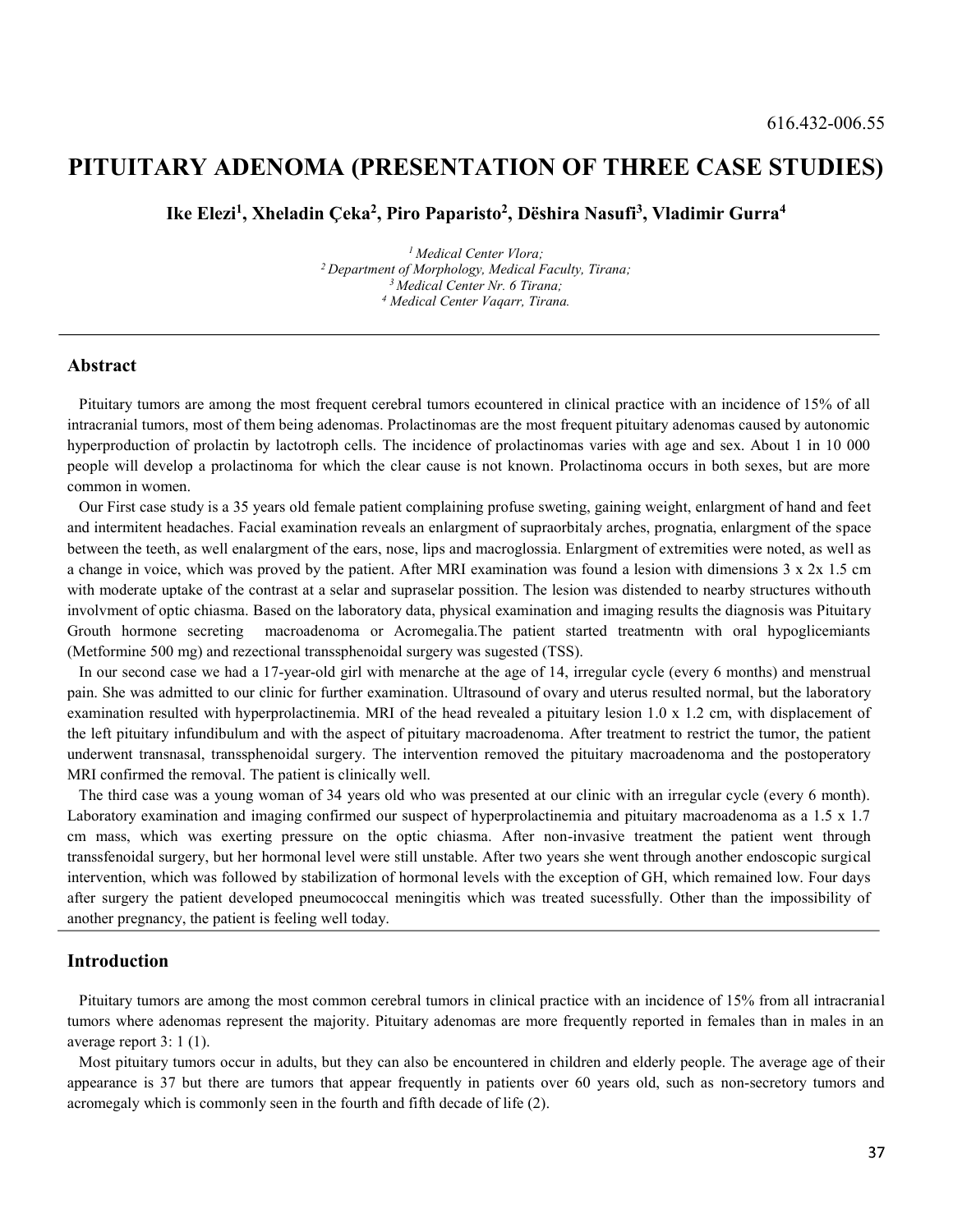616.432-006.55

# PITUITARY ADENOMA (PRESENTATION OF THREE CASE STUDIES)

**Ike Elezi[1], Xheladin Çeka[2], Piro Paparisto[2], Dëshira Nasufi[3], Vladimir Gurra[4]**

*[1] Medical Center Vlora;*
*[2] Department of Morphology, Medical Faculty, Tirana;*
*[3] Medical Center Nr. 6 Tirana;*
*[4] Medical Center Vaqarr, Tirana.*

## Abstract

Pituitary tumors are among the most frequent cerebral tumors ecountered in clinical practice with an incidence of 15% of all intracranial tumors, most of them being adenomas. Prolactinomas are the most frequent pituitary adenomas caused by autonomic hyperproduction of prolactin by lactotroph cells. The incidence of prolactinomas varies with age and sex. About 1 in 10 000 people will develop a prolactinoma for which the clear cause is not known. Prolactinoma occurs in both sexes, but are more common in women.

Our First case study is a 35 years old female patient complaining profuse sweting, gaining weight, enlargment of hand and feet and intermitent headaches. Facial examination reveals an enlargment of supraorbitaly arches, prognatia, enlargment of the space between the teeth, as well enalargment of the ears, nose, lips and macroglossia. Enlargment of extremities were noted, as well as a change in voice, which was proved by the patient. After MRI examination was found a lesion with dimensions 3 x 2x 1.5 cm with moderate uptake of the contrast at a selar and supraselar possition. The lesion was distended to nearby structures withouth involvment of optic chiasma. Based on the laboratory data, physical examination and imaging results the diagnosis was Pituitary Grouth hormone secreting macroadenoma or Acromegalia.The patient started treatmentn with oral hypoglicemiants (Metformine 500 mg) and rezectional transsphenoidal surgery was sugested (TSS).

In our second case we had a 17-year-old girl with menarche at the age of 14, irregular cycle (every 6 months) and menstrual pain. She was admitted to our clinic for further examination. Ultrasound of ovary and uterus resulted normal, but the laboratory examination resulted with hyperprolactinemia. MRI of the head revealed a pituitary lesion 1.0 x 1.2 cm, with displacement of the left pituitary infundibulum and with the aspect of pituitary macroadenoma. After treatment to restrict the tumor, the patient underwent transnasal, transsphenoidal surgery. The intervention removed the pituitary macroadenoma and the postoperatory MRI confirmed the removal. The patient is clinically well.

The third case was a young woman of 34 years old who was presented at our clinic with an irregular cycle (every 6 month). Laboratory examination and imaging confirmed our suspect of hyperprolactinemia and pituitary macroadenoma as a 1.5 x 1.7 cm mass, which was exerting pressure on the optic chiasma. After non-invasive treatment the patient went through transsfenoidal surgery, but her hormonal level were still unstable. After two years she went through another endoscopic surgical intervention, which was followed by stabilization of hormonal levels with the exception of GH, which remained low. Four days after surgery the patient developed pneumococcal meningitis which was treated sucessfully. Other than the impossibility of another pregnancy, the patient is feeling well today.

## Introduction

Pituitary tumors are among the most common cerebral tumors in clinical practice with an incidence of 15% from all intracranial tumors where adenomas represent the majority. Pituitary adenomas are more frequently reported in females than in males in an average report 3: 1 (1).

Most pituitary tumors occur in adults, but they can also be encountered in children and elderly people. The average age of their appearance is 37 but there are tumors that appear frequently in patients over 60 years old, such as non-secretory tumors and acromegaly which is commonly seen in the fourth and fifth decade of life (2).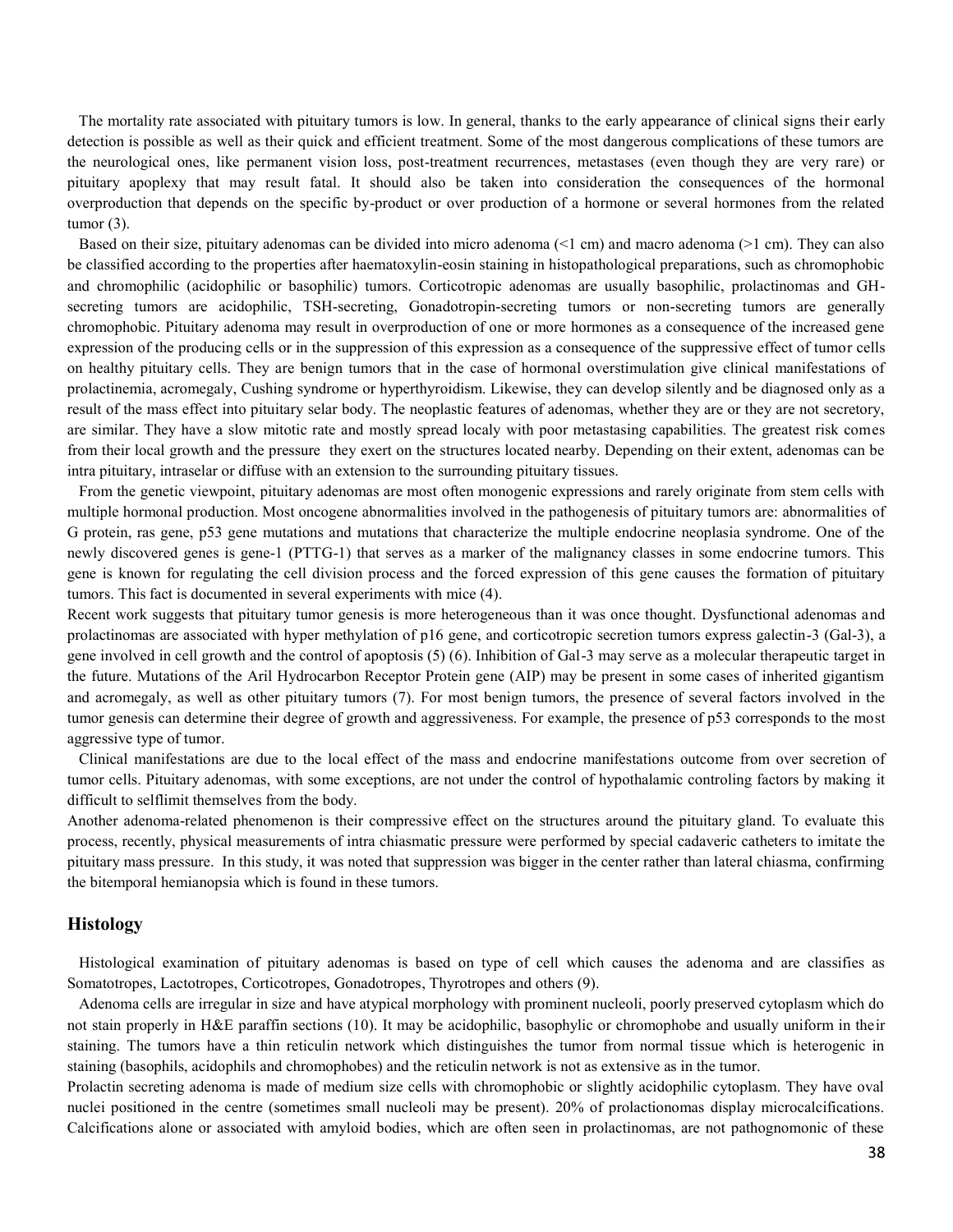The mortality rate associated with pituitary tumors is low. In general, thanks to the early appearance of clinical signs their early detection is possible as well as their quick and efficient treatment. Some of the most dangerous complications of these tumors are the neurological ones, like permanent vision loss, post-treatment recurrences, metastases (even though they are very rare) or pituitary apoplexy that may result fatal. It should also be taken into consideration the consequences of the hormonal overproduction that depends on the specific by-product or over production of a hormone or several hormones from the related tumor (3).

Based on their size, pituitary adenomas can be divided into micro adenoma (<1 cm) and macro adenoma (>1 cm). They can also be classified according to the properties after haematoxylin-eosin staining in histopathological preparations, such as chromophobic and chromophilic (acidophilic or basophilic) tumors. Corticotropic adenomas are usually basophilic, prolactinomas and GH-secreting tumors are acidophilic, TSH-secreting, Gonadotropin-secreting tumors or non-secreting tumors are generally chromophobic. Pituitary adenoma may result in overproduction of one or more hormones as a consequence of the increased gene expression of the producing cells or in the suppression of this expression as a consequence of the suppressive effect of tumor cells on healthy pituitary cells. They are benign tumors that in the case of hormonal overstimulation give clinical manifestations of prolactinemia, acromegaly, Cushing syndrome or hyperthyroidism. Likewise, they can develop silently and be diagnosed only as a result of the mass effect into pituitary selar body. The neoplastic features of adenomas, whether they are or they are not secretory, are similar. They have a slow mitotic rate and mostly spread localy with poor metastasing capabilities. The greatest risk comes from their local growth and the pressure they exert on the structures located nearby. Depending on their extent, adenomas can be intra pituitary, intraselar or diffuse with an extension to the surrounding pituitary tissues.

From the genetic viewpoint, pituitary adenomas are most often monogenic expressions and rarely originate from stem cells with multiple hormonal production. Most oncogene abnormalities involved in the pathogenesis of pituitary tumors are: abnormalities of G protein, ras gene, p53 gene mutations and mutations that characterize the multiple endocrine neoplasia syndrome. One of the newly discovered genes is gene-1 (PTTG-1) that serves as a marker of the malignancy classes in some endocrine tumors. This gene is known for regulating the cell division process and the forced expression of this gene causes the formation of pituitary tumors. This fact is documented in several experiments with mice (4).

Recent work suggests that pituitary tumor genesis is more heterogeneous than it was once thought. Dysfunctional adenomas and prolactinomas are associated with hyper methylation of p16 gene, and corticotropic secretion tumors express galectin-3 (Gal-3), a gene involved in cell growth and the control of apoptosis (5) (6). Inhibition of Gal-3 may serve as a molecular therapeutic target in the future. Mutations of the Aril Hydrocarbon Receptor Protein gene (AIP) may be present in some cases of inherited gigantism and acromegaly, as well as other pituitary tumors (7). For most benign tumors, the presence of several factors involved in the tumor genesis can determine their degree of growth and aggressiveness. For example, the presence of p53 corresponds to the most aggressive type of tumor.

Clinical manifestations are due to the local effect of the mass and endocrine manifestations outcome from over secretion of tumor cells. Pituitary adenomas, with some exceptions, are not under the control of hypothalamic controling factors by making it difficult to selflimit themselves from the body.

Another adenoma-related phenomenon is their compressive effect on the structures around the pituitary gland. To evaluate this process, recently, physical measurements of intra chiasmatic pressure were performed by special cadaveric catheters to imitate the pituitary mass pressure. In this study, it was noted that suppression was bigger in the center rather than lateral chiasma, confirming the bitemporal hemianopsia which is found in these tumors.

## Histology

Histological examination of pituitary adenomas is based on type of cell which causes the adenoma and are classifies as Somatotropes, Lactotropes, Corticotropes, Gonadotropes, Thyrotropes and others (9).

Adenoma cells are irregular in size and have atypical morphology with prominent nucleoli, poorly preserved cytoplasm which do not stain properly in H&E paraffin sections (10). It may be acidophilic, basophylic or chromophobe and usually uniform in their staining. The tumors have a thin reticulin network which distinguishes the tumor from normal tissue which is heterogenic in staining (basophils, acidophils and chromophobes) and the reticulin network is not as extensive as in the tumor.

Prolactin secreting adenoma is made of medium size cells with chromophobic or slightly acidophilic cytoplasm. They have oval nuclei positioned in the centre (sometimes small nucleoli may be present). 20% of prolactionomas display microcalcifications. Calcifications alone or associated with amyloid bodies, which are often seen in prolactinomas, are not pathognomonic of these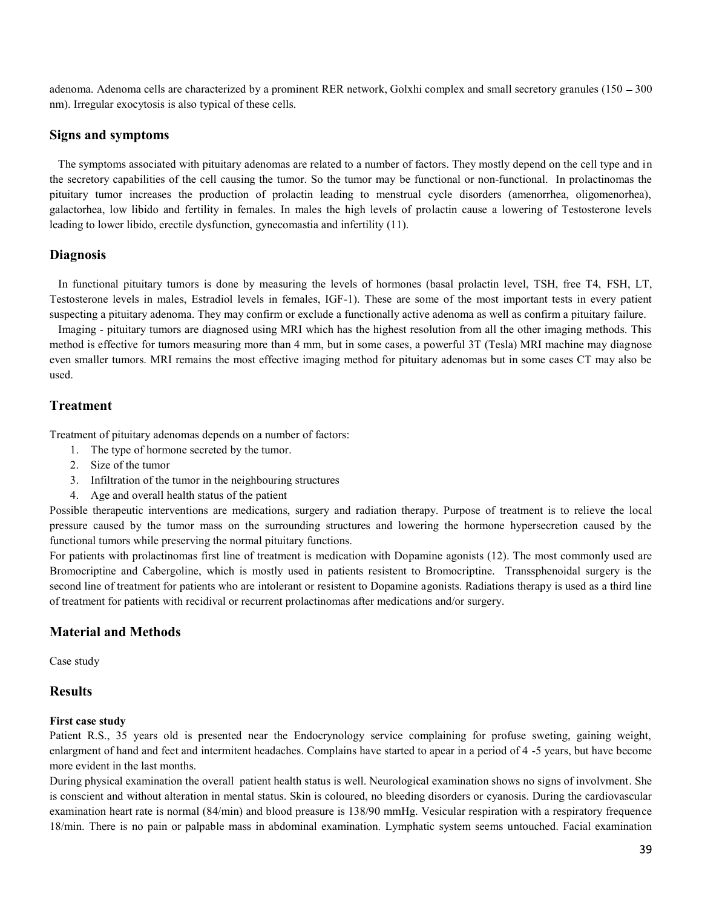adenoma. Adenoma cells are characterized by a prominent RER network, Golxhi complex and small secretory granules (150 – 300 nm). Irregular exocytosis is also typical of these cells.

## Signs and symptoms

The symptoms associated with pituitary adenomas are related to a number of factors. They mostly depend on the cell type and in the secretory capabilities of the cell causing the tumor. So the tumor may be functional or non-functional. In prolactinomas the pituitary tumor increases the production of prolactin leading to menstrual cycle disorders (amenorrhea, oligomenorhea), galactorhea, low libido and fertility in females. In males the high levels of prolactin cause a lowering of Testosterone levels leading to lower libido, erectile dysfunction, gynecomastia and infertility (11).

## Diagnosis

In functional pituitary tumors is done by measuring the levels of hormones (basal prolactin level, TSH, free T4, FSH, LT, Testosterone levels in males, Estradiol levels in females, IGF-1). These are some of the most important tests in every patient suspecting a pituitary adenoma. They may confirm or exclude a functionally active adenoma as well as confirm a pituitary failure.

Imaging - pituitary tumors are diagnosed using MRI which has the highest resolution from all the other imaging methods. This method is effective for tumors measuring more than 4 mm, but in some cases, a powerful 3T (Tesla) MRI machine may diagnose even smaller tumors. MRI remains the most effective imaging method for pituitary adenomas but in some cases CT may also be used.

## Treatment

Treatment of pituitary adenomas depends on a number of factors:

1. The type of hormone secreted by the tumor.
2. Size of the tumor
3. Infiltration of the tumor in the neighbouring structures
4. Age and overall health status of the patient

Possible therapeutic interventions are medications, surgery and radiation therapy. Purpose of treatment is to relieve the local pressure caused by the tumor mass on the surrounding structures and lowering the hormone hypersecretion caused by the functional tumors while preserving the normal pituitary functions.

For patients with prolactinomas first line of treatment is medication with Dopamine agonists (12). The most commonly used are Bromocriptine and Cabergoline, which is mostly used in patients resistent to Bromocriptine. Transsphenoidal surgery is the second line of treatment for patients who are intolerant or resistent to Dopamine agonists. Radiations therapy is used as a third line of treatment for patients with recidival or recurrent prolactinomas after medications and/or surgery.

## Material and Methods

Case study

## Results

**First case study**

Patient R.S., 35 years old is presented near the Endocrynology service complaining for profuse sweting, gaining weight, enlargment of hand and feet and intermitent headaches. Complains have started to apear in a period of 4 -5 years, but have become more evident in the last months.

During physical examination the overall patient health status is well. Neurological examination shows no signs of involvment. She is conscient and without alteration in mental status. Skin is coloured, no bleeding disorders or cyanosis. During the cardiovascular examination heart rate is normal (84/min) and blood preasure is 138/90 mmHg. Vesicular respiration with a respiratory frequence 18/min. There is no pain or palpable mass in abdominal examination. Lymphatic system seems untouched. Facial examination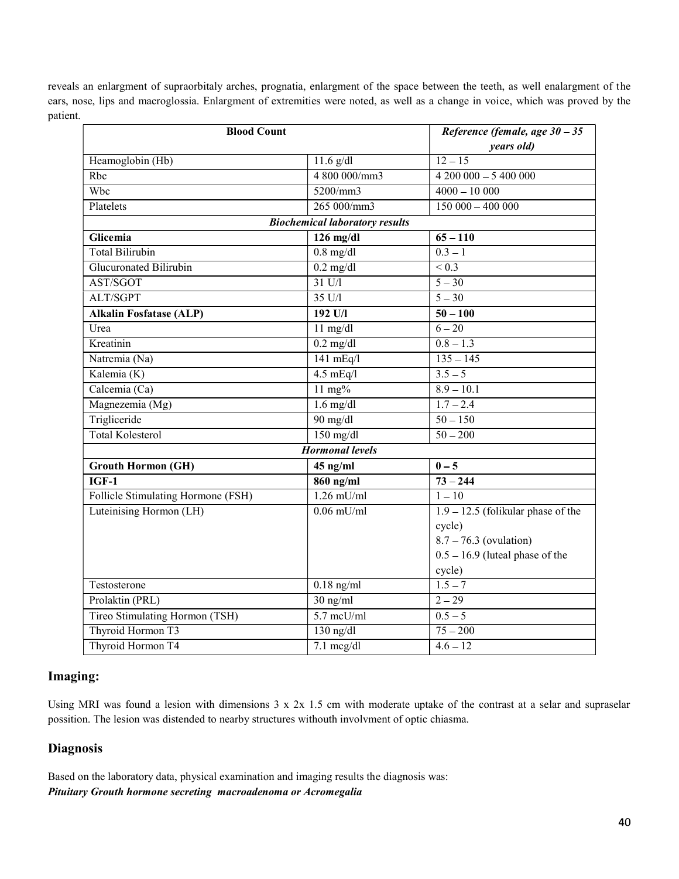reveals an enlargment of supraorbitaly arches, prognatia, enlargment of the space between the teeth, as well enalargment of the ears, nose, lips and macroglossia. Enlargment of extremities were noted, as well as a change in voice, which was proved by the patient.

| **Blood Count** | | ***Reference (female, age 30 – 35 years old)*** |
|---|---|---|
| Heamoglobin (Hb) | 11.6 g/dl | 12 – 15 |
| Rbc | 4 800 000/mm3 | 4 200 000 – 5 400 000 |
| Wbc | 5200/mm3 | 4000 – 10 000 |
| Platelets | 265 000/mm3 | 150 000 – 400 000 |
| ***Biochemical laboratory results*** | | |
| **Glicemia** | **126 mg/dl** | **65 – 110** |
| Total Bilirubin | 0.8 mg/dl | 0.3 – 1 |
| Glucuronated Bilirubin | 0.2 mg/dl | < 0.3 |
| AST/SGOT | 31 U/l | 5 – 30 |
| ALT/SGPT | 35 U/l | 5 – 30 |
| **Alkalin Fosfatase (ALP)** | **192 U/l** | **50 – 100** |
| Urea | 11 mg/dl | 6 – 20 |
| Kreatinin | 0.2 mg/dl | 0.8 – 1.3 |
| Natremia (Na) | 141 mEq/l | 135 – 145 |
| Kalemia (K) | 4.5 mEq/l | 3.5 – 5 |
| Calcemia (Ca) | 11 mg% | 8.9 – 10.1 |
| Magnezemia (Mg) | 1.6 mg/dl | 1.7 – 2.4 |
| Trigliceride | 90 mg/dl | 50 – 150 |
| Total Kolesterol | 150 mg/dl | 50 – 200 |
| ***Hormonal levels*** | | |
| **Grouth Hormon (GH)** | **45 ng/ml** | **0 – 5** |
| **IGF-1** | **860 ng/ml** | **73 – 244** |
| Follicle Stimulating Hormone (FSH) | 1.26 mU/ml | 1 – 10 |
| Luteinising Hormon (LH) | 0.06 mU/ml | 1.9 – 12.5 (folikular phase of the cycle)<br>8.7 – 76.3 (ovulation)<br>0.5 – 16.9 (luteal phase of the cycle) |
| Testosterone | 0.18 ng/ml | 1.5 – 7 |
| Prolaktin (PRL) | 30 ng/ml | 2 – 29 |
| Tireo Stimulating Hormon (TSH) | 5.7 mcU/ml | 0.5 – 5 |
| Thyroid Hormon T3 | 130 ng/dl | 75 – 200 |
| Thyroid Hormon T4 | 7.1 mcg/dl | 4.6 – 12 |

## Imaging:

Using MRI was found a lesion with dimensions 3 x 2x 1.5 cm with moderate uptake of the contrast at a selar and supraselar possition. The lesion was distended to nearby structures withouth involvment of optic chiasma.

## Diagnosis

Based on the laboratory data, physical examination and imaging results the diagnosis was:
***Pituitary Grouth hormone secreting macroadenoma or Acromegalia***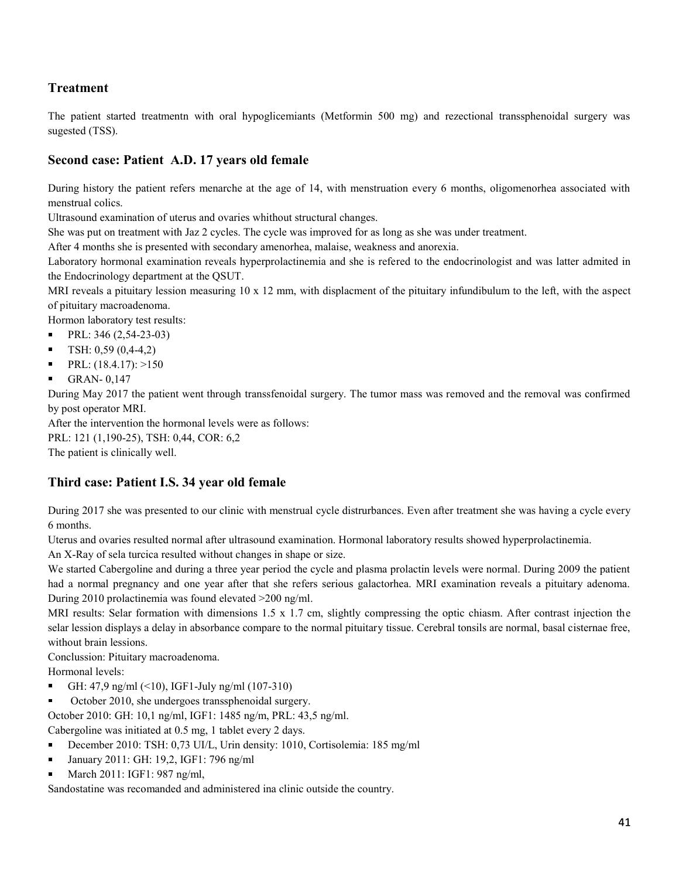## Treatment

The patient started treatmentn with oral hypoglicemiants (Metformin 500 mg) and rezectional transsphenoidal surgery was sugested (TSS).

## Second case: Patient A.D. 17 years old female

During history the patient refers menarche at the age of 14, with menstruation every 6 months, oligomenorhea associated with menstrual colics.

Ultrasound examination of uterus and ovaries whithout structural changes.

She was put on treatment with Jaz 2 cycles. The cycle was improved for as long as she was under treatment.

After 4 months she is presented with secondary amenorhea, malaise, weakness and anorexia.

Laboratory hormonal examination reveals hyperprolactinemia and she is refered to the endocrinologist and was latter admited in the Endocrinology department at the QSUT.

MRI reveals a pituitary lesion measuring 10 x 12 mm, with displacment of the pituitary infundibulum to the left, with the aspect of pituitary macroadenoma.

Hormon laboratory test results:

- PRL: 346 (2,54-23-03)
- TSH: 0,59 (0,4-4,2)
- PRL: (18.4.17): >150
- GRAN- 0,147

During May 2017 the patient went through transsfenoidal surgery. The tumor mass was removed and the removal was confirmed by post operator MRI.

After the intervention the hormonal levels were as follows:

PRL: 121 (1,190-25), TSH: 0,44, COR: 6,2

The patient is clinically well.

## Third case: Patient I.S. 34 year old female

During 2017 she was presented to our clinic with menstrual cycle distrurbances. Even after treatment she was having a cycle every 6 months.

Uterus and ovaries resulted normal after ultrasound examination. Hormonal laboratory results showed hyperprolactinemia.

An X-Ray of sela turcica resulted without changes in shape or size.

We started Cabergoline and during a three year period the cycle and plasma prolactin levels were normal. During 2009 the patient had a normal pregnancy and one year after that she refers serious galactorhea. MRI examination reveals a pituitary adenoma. During 2010 prolactinemia was found elevated >200 ng/ml.

MRI results: Selar formation with dimensions 1.5 x 1.7 cm, slightly compressing the optic chiasm. After contrast injection the selar lession displays a delay in absorbance compare to the normal pituitary tissue. Cerebral tonsils are normal, basal cisternae free, without brain lessions.

Conclussion: Pituitary macroadenoma.

Hormonal levels:

- GH: 47,9 ng/ml (<10), IGF1-July ng/ml (107-310)
- October 2010, she undergoes transsphenoidal surgery.

October 2010: GH: 10,1 ng/ml, IGF1: 1485 ng/m, PRL: 43,5 ng/ml.

Cabergoline was initiated at 0.5 mg, 1 tablet every 2 days.

- December 2010: TSH: 0,73 UI/L, Urin density: 1010, Cortisolemia: 185 mg/ml
- January 2011: GH: 19,2, IGF1: 796 ng/ml
- March 2011: IGF1: 987 ng/ml,

Sandostatine was recomanded and administered ina clinic outside the country.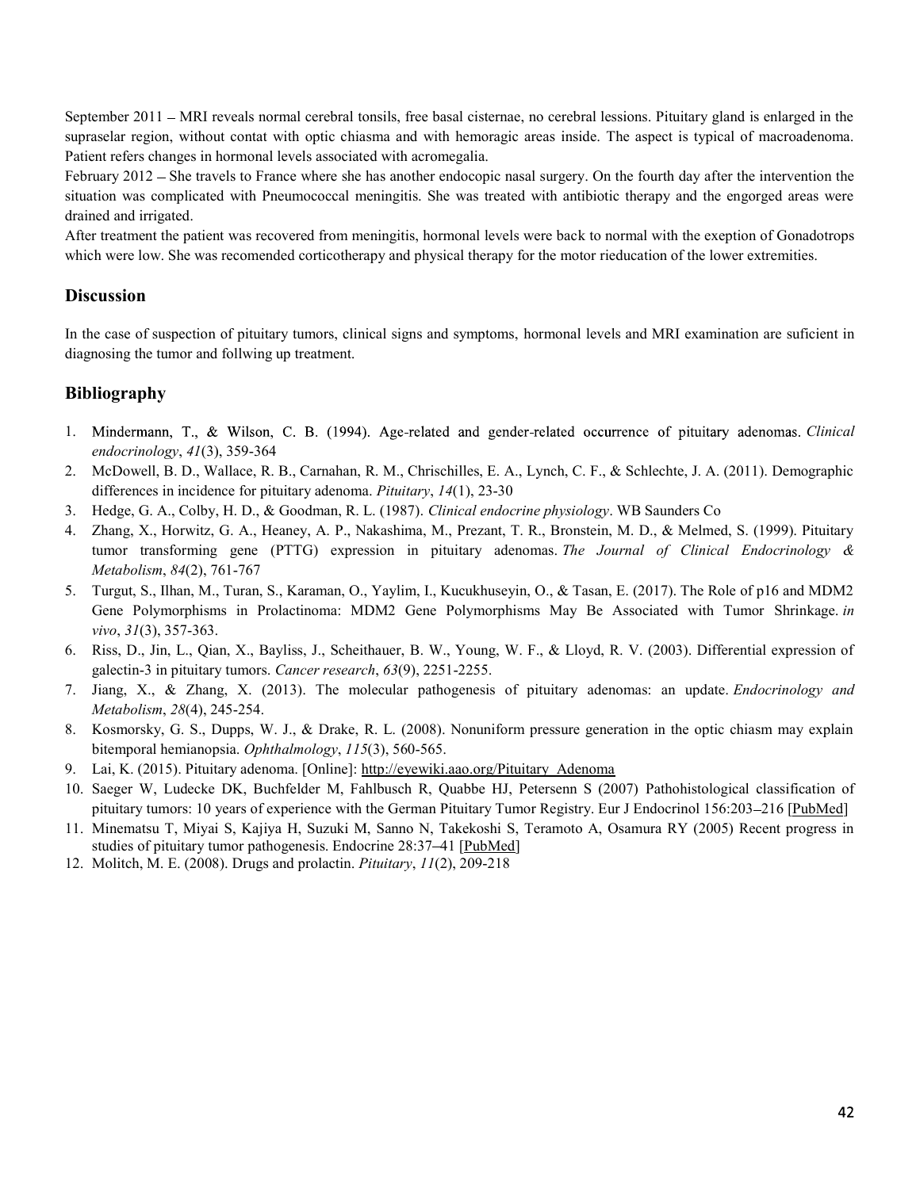September 2011 – MRI reveals normal cerebral tonsils, free basal cisternae, no cerebral lessions. Pituitary gland is enlarged in the supraselar region, without contat with optic chiasma and with hemoragic areas inside. The aspect is typical of macroadenoma. Patient refers changes in hormonal levels associated with acromegalia.

February 2012 – She travels to France where she has another endocopic nasal surgery. On the fourth day after the intervention the situation was complicated with Pneumococcal meningitis. She was treated with antibiotic therapy and the engorged areas were drained and irrigated.

After treatment the patient was recovered from meningitis, hormonal levels were back to normal with the exeption of Gonadotrops which were low. She was recomended corticotherapy and physical therapy for the motor rieducation of the lower extremities.

## Discussion

In the case of suspection of pituitary tumors, clinical signs and symptoms, hormonal levels and MRI examination are suficient in diagnosing the tumor and follwing up treatment.

## Bibliography

1. Mindermann, T., & Wilson, C. B. (1994). Age-related and gender-related occurrence of pituitary adenomas. *Clinical endocrinology*, *41*(3), 359-364
2. McDowell, B. D., Wallace, R. B., Carnahan, R. M., Chrischilles, E. A., Lynch, C. F., & Schlechte, J. A. (2011). Demographic differences in incidence for pituitary adenoma. *Pituitary*, *14*(1), 23-30
3. Hedge, G. A., Colby, H. D., & Goodman, R. L. (1987). *Clinical endocrine physiology*. WB Saunders Co
4. Zhang, X., Horwitz, G. A., Heaney, A. P., Nakashima, M., Prezant, T. R., Bronstein, M. D., & Melmed, S. (1999). Pituitary tumor transforming gene (PTTG) expression in pituitary adenomas. *The Journal of Clinical Endocrinology & Metabolism*, *84*(2), 761-767
5. Turgut, S., Ilhan, M., Turan, S., Karaman, O., Yaylim, I., Kucukhuseyin, O., & Tasan, E. (2017). The Role of p16 and MDM2 Gene Polymorphisms in Prolactinoma: MDM2 Gene Polymorphisms May Be Associated with Tumor Shrinkage. *in vivo*, *31*(3), 357-363.
6. Riss, D., Jin, L., Qian, X., Bayliss, J., Scheithauer, B. W., Young, W. F., & Lloyd, R. V. (2003). Differential expression of galectin-3 in pituitary tumors. *Cancer research*, *63*(9), 2251-2255.
7. Jiang, X., & Zhang, X. (2013). The molecular pathogenesis of pituitary adenomas: an update. *Endocrinology and Metabolism*, *28*(4), 245-254.
8. Kosmorsky, G. S., Dupps, W. J., & Drake, R. L. (2008). Nonuniform pressure generation in the optic chiasm may explain bitemporal hemianopsia. *Ophthalmology*, *115*(3), 560-565.
9. Lai, K. (2015). Pituitary adenoma. [Online]: http://eyewiki.aao.org/Pituitary_Adenoma
10. Saeger W, Ludecke DK, Buchfelder M, Fahlbusch R, Quabbe HJ, Petersenn S (2007) Pathohistological classification of pituitary tumors: 10 years of experience with the German Pituitary Tumor Registry. Eur J Endocrinol 156:203–216 [PubMed]
11. Minematsu T, Miyai S, Kajiya H, Suzuki M, Sanno N, Takekoshi S, Teramoto A, Osamura RY (2005) Recent progress in studies of pituitary tumor pathogenesis. Endocrine 28:37–41 [PubMed]
12. Molitch, M. E. (2008). Drugs and prolactin. *Pituitary*, *11*(2), 209-218